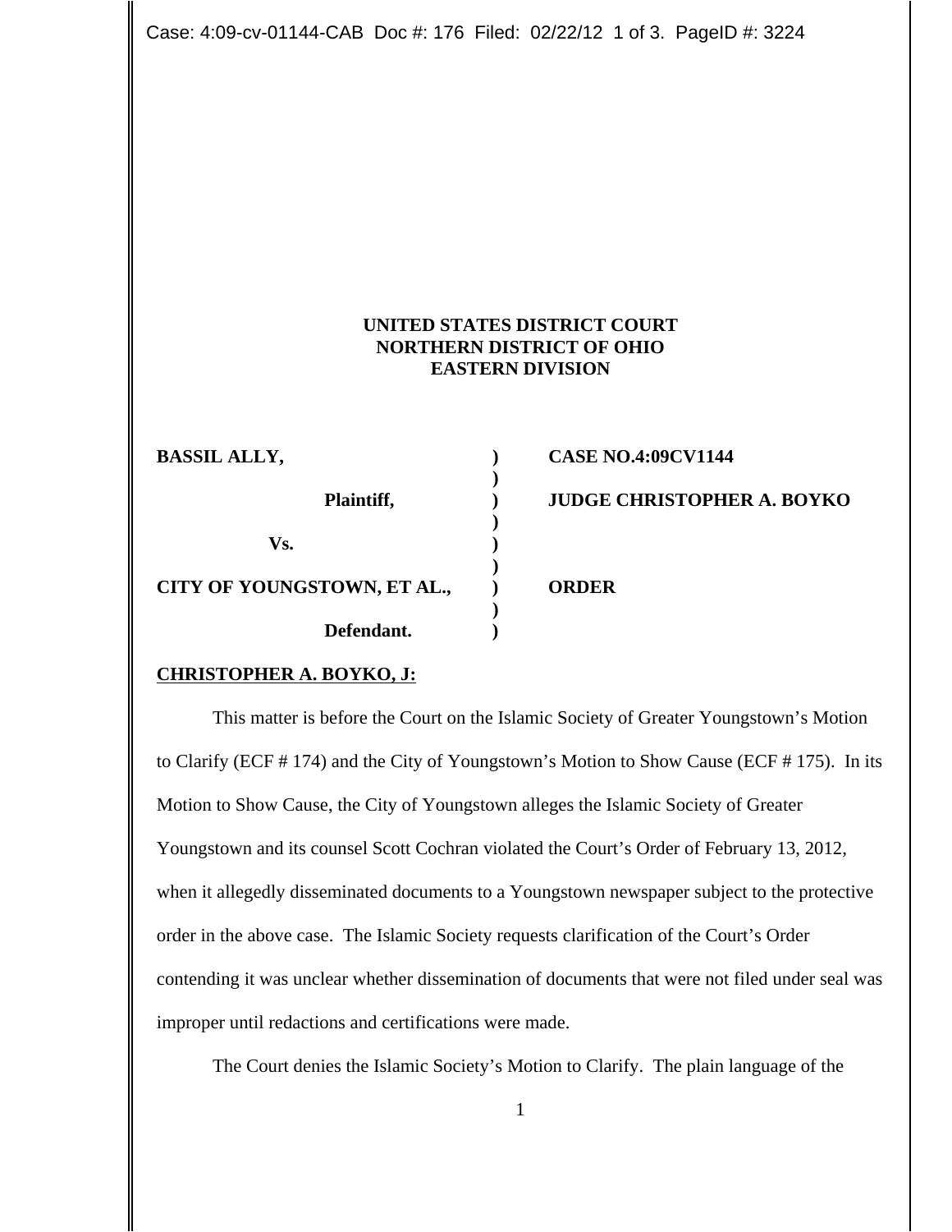**UNITED STATES DISTRICT COURT**
**NORTHERN DISTRICT OF OHIO**
**EASTERN DIVISION**

| | | |
|---|---|---|
| **BASSIL ALLY,** | **)** | **CASE NO.4:09CV1144** |
| | **)** | |
| **Plaintiff,** | **)** | **JUDGE CHRISTOPHER A. BOYKO** |
| | **)** | |
| **Vs.** | **)** | |
| | **)** | |
| **CITY OF YOUNGSTOWN, ET AL.,** | **)** | **ORDER** |
| | **)** | |
| **Defendant.** | **)** | |

**CHRISTOPHER A. BOYKO, J:**

This matter is before the Court on the Islamic Society of Greater Youngstown's Motion to Clarify (ECF # 174) and the City of Youngstown's Motion to Show Cause (ECF # 175). In its Motion to Show Cause, the City of Youngstown alleges the Islamic Society of Greater Youngstown and its counsel Scott Cochran violated the Court's Order of February 13, 2012, when it allegedly disseminated documents to a Youngstown newspaper subject to the protective order in the above case. The Islamic Society requests clarification of the Court's Order contending it was unclear whether dissemination of documents that were not filed under seal was improper until redactions and certifications were made.

The Court denies the Islamic Society's Motion to Clarify. The plain language of the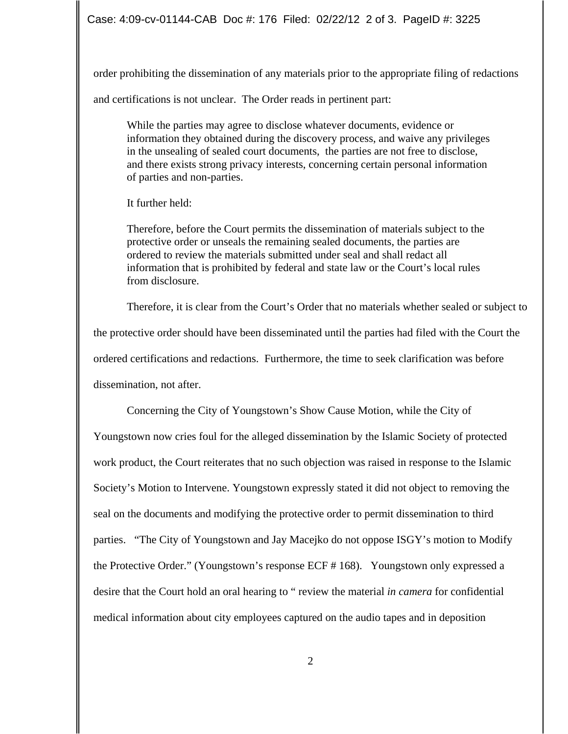order prohibiting the dissemination of any materials prior to the appropriate filing of redactions and certifications is not unclear. The Order reads in pertinent part:

> While the parties may agree to disclose whatever documents, evidence or information they obtained during the discovery process, and waive any privileges in the unsealing of sealed court documents, the parties are not free to disclose, and there exists strong privacy interests, concerning certain personal information of parties and non-parties.

It further held:

> Therefore, before the Court permits the dissemination of materials subject to the protective order or unseals the remaining sealed documents, the parties are ordered to review the materials submitted under seal and shall redact all information that is prohibited by federal and state law or the Court's local rules from disclosure.

Therefore, it is clear from the Court's Order that no materials whether sealed or subject to the protective order should have been disseminated until the parties had filed with the Court the ordered certifications and redactions. Furthermore, the time to seek clarification was before dissemination, not after.

Concerning the City of Youngstown's Show Cause Motion, while the City of Youngstown now cries foul for the alleged dissemination by the Islamic Society of protected work product, the Court reiterates that no such objection was raised in response to the Islamic Society's Motion to Intervene. Youngstown expressly stated it did not object to removing the seal on the documents and modifying the protective order to permit dissemination to third parties. "The City of Youngstown and Jay Macejko do not oppose ISGY's motion to Modify the Protective Order." (Youngstown's response ECF # 168). Youngstown only expressed a desire that the Court hold an oral hearing to " review the material *in camera* for confidential medical information about city employees captured on the audio tapes and in deposition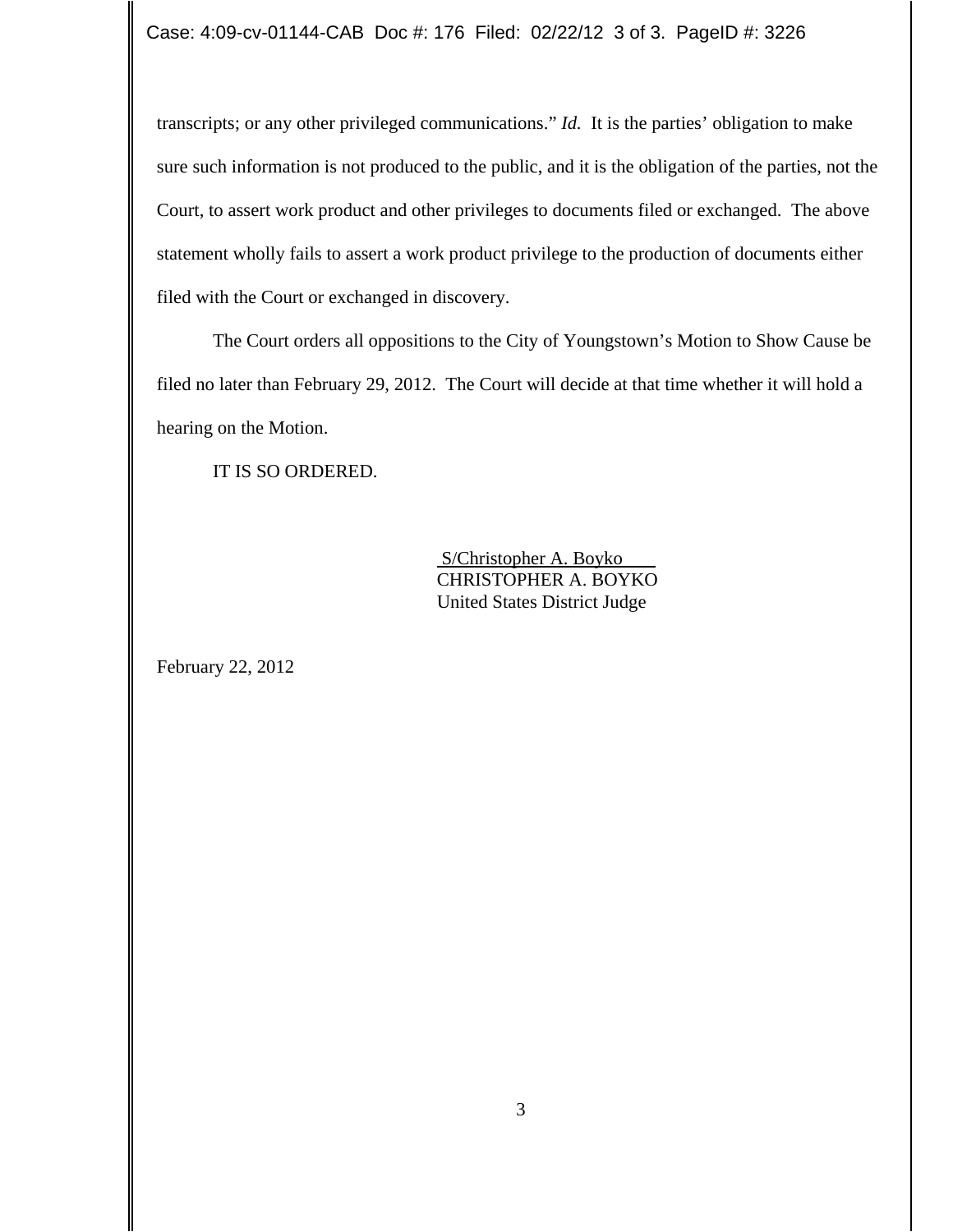transcripts; or any other privileged communications." *Id.* It is the parties' obligation to make sure such information is not produced to the public, and it is the obligation of the parties, not the Court, to assert work product and other privileges to documents filed or exchanged. The above statement wholly fails to assert a work product privilege to the production of documents either filed with the Court or exchanged in discovery.

The Court orders all oppositions to the City of Youngstown's Motion to Show Cause be filed no later than February 29, 2012. The Court will decide at that time whether it will hold a hearing on the Motion.

IT IS SO ORDERED.

S/Christopher A. Boyko
CHRISTOPHER A. BOYKO
United States District Judge

February 22, 2012